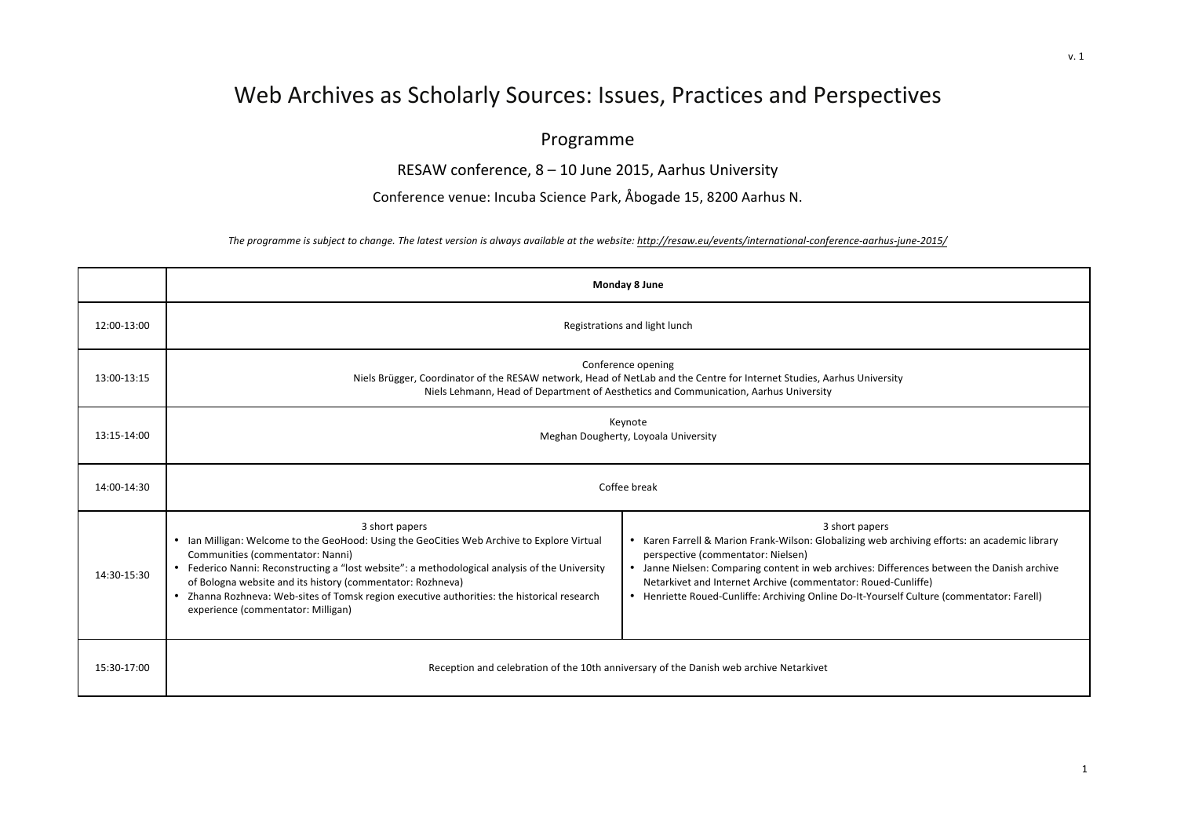# Web Archives as Scholarly Sources: Issues, Practices and Perspectives

## Programme

RESAW conference, 8 – 10 June 2015, Aarhus University

Conference venue: Incuba Science Park, Åbogade 15, 8200 Aarhus N.

*The programme is subject to change. The latest version is always available at the website: http://resaw.eu/events/international-conference-aarhus-june-2015/*

| | **Monday 8 June** | |
|---|---|---|
| 12:00-13:00 | Registrations and light lunch | |
| 13:00-13:15 | Conference opening<br>Niels Brügger, Coordinator of the RESAW network, Head of NetLab and the Centre for Internet Studies, Aarhus University<br>Niels Lehmann, Head of Department of Aesthetics and Communication, Aarhus University | |
| 13:15-14:00 | Keynote<br>Meghan Dougherty, Loyoala University | |
| 14:00-14:30 | Coffee break | |
| 14:30-15:30 | 3 short papers<br>• Ian Milligan: Welcome to the GeoHood: Using the GeoCities Web Archive to Explore Virtual Communities (commentator: Nanni)<br>• Federico Nanni: Reconstructing a "lost website": a methodological analysis of the University of Bologna website and its history (commentator: Rozhneva)<br>• Zhanna Rozhneva: Web-sites of Tomsk region executive authorities: the historical research experience (commentator: Milligan) | 3 short papers<br>• Karen Farrell & Marion Frank-Wilson: Globalizing web archiving efforts: an academic library perspective (commentator: Nielsen)<br>• Janne Nielsen: Comparing content in web archives: Differences between the Danish archive Netarkivet and Internet Archive (commentator: Roued-Cunliffe)<br>• Henriette Roued-Cunliffe: Archiving Online Do-It-Yourself Culture (commentator: Farell) |
| 15:30-17:00 | Reception and celebration of the 10th anniversary of the Danish web archive Netarkivet | |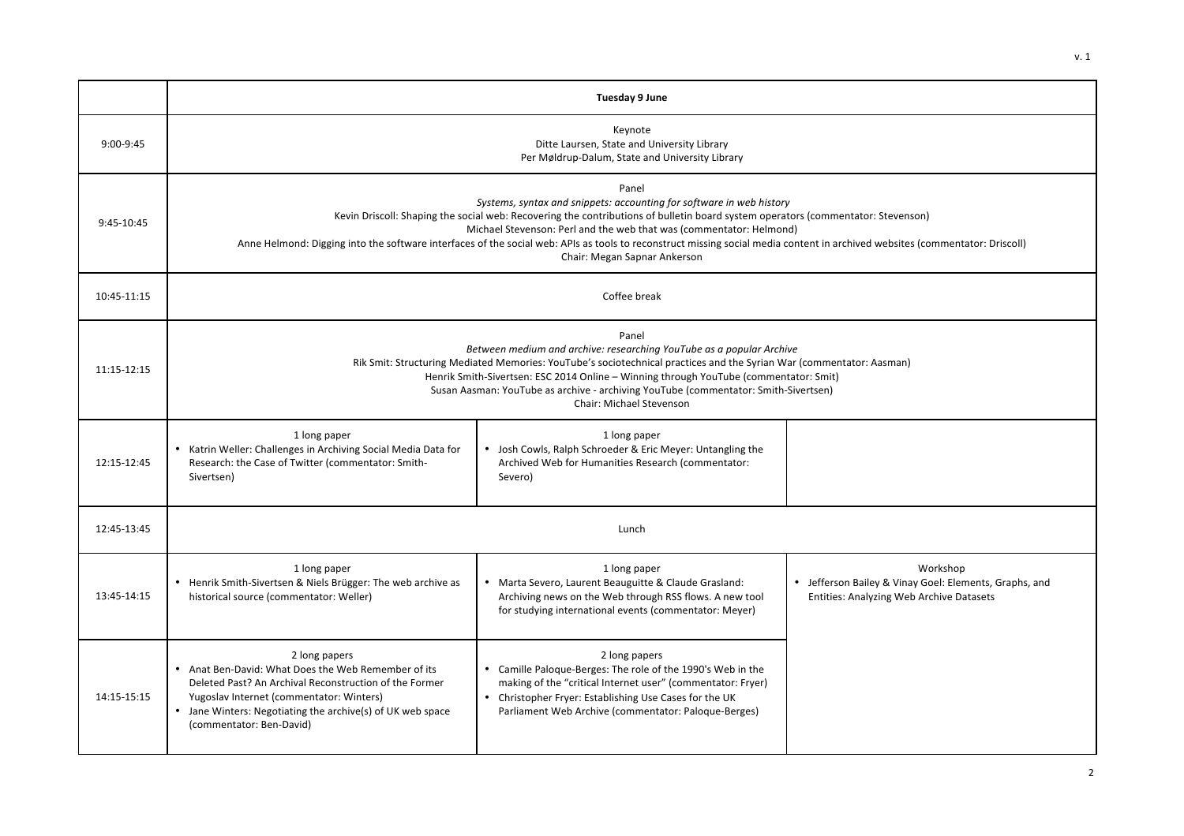| | Tuesday 9 June | | |
|---|---|---|---|
| 9:00-9:45 | Keynote<br>Ditte Laursen, State and University Library<br>Per Møldrup-Dalum, State and University Library | | |
| 9:45-10:45 | Panel<br>*Systems, syntax and snippets: accounting for software in web history*<br>Kevin Driscoll: Shaping the social web: Recovering the contributions of bulletin board system operators (commentator: Stevenson)<br>Michael Stevenson: Perl and the web that was (commentator: Helmond)<br>Anne Helmond: Digging into the software interfaces of the social web: APIs as tools to reconstruct missing social media content in archived websites (commentator: Driscoll)<br>Chair: Megan Sapnar Ankerson | | |
| 10:45-11:15 | Coffee break | | |
| 11:15-12:15 | Panel<br>*Between medium and archive: researching YouTube as a popular Archive*<br>Rik Smit: Structuring Mediated Memories: YouTube's sociotechnical practices and the Syrian War (commentator: Aasman)<br>Henrik Smith-Sivertsen: ESC 2014 Online – Winning through YouTube (commentator: Smit)<br>Susan Aasman: YouTube as archive - archiving YouTube (commentator: Smith-Sivertsen)<br>Chair: Michael Stevenson | | |
| 12:15-12:45 | 1 long paper<br>• Katrin Weller: Challenges in Archiving Social Media Data for Research: the Case of Twitter (commentator: Smith-Sivertsen) | 1 long paper<br>• Josh Cowls, Ralph Schroeder & Eric Meyer: Untangling the Archived Web for Humanities Research (commentator: Severo) | |
| 12:45-13:45 | Lunch | | |
| 13:45-14:15 | 1 long paper<br>• Henrik Smith-Sivertsen & Niels Brügger: The web archive as historical source (commentator: Weller) | 1 long paper<br>• Marta Severo, Laurent Beauguitte & Claude Grasland: Archiving news on the Web through RSS flows. A new tool for studying international events (commentator: Meyer) | Workshop<br>• Jefferson Bailey & Vinay Goel: Elements, Graphs, and Entities: Analyzing Web Archive Datasets |
| 14:15-15:15 | 2 long papers<br>• Anat Ben-David: What Does the Web Remember of its Deleted Past? An Archival Reconstruction of the Former Yugoslav Internet (commentator: Winters)<br>• Jane Winters: Negotiating the archive(s) of UK web space (commentator: Ben-David) | 2 long papers<br>• Camille Paloque-Berges: The role of the 1990's Web in the making of the "critical Internet user" (commentator: Fryer)<br>• Christopher Fryer: Establishing Use Cases for the UK Parliament Web Archive (commentator: Paloque-Berges) | |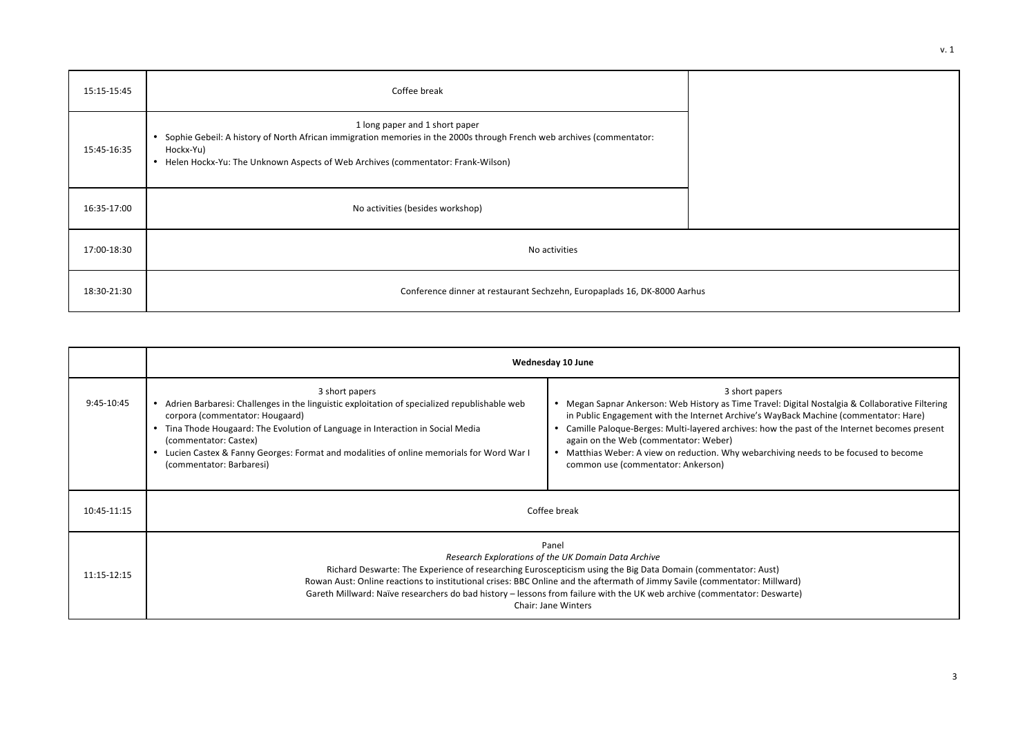| | | |
|---|---|---|
| 15:15-15:45 | Coffee break | |
| 15:45-16:35 | 1 long paper and 1 short paper<br>• Sophie Gebeil: A history of North African immigration memories in the 2000s through French web archives (commentator: Hockx-Yu)<br>• Helen Hockx-Yu: The Unknown Aspects of Web Archives (commentator: Frank-Wilson) | |
| 16:35-17:00 | No activities (besides workshop) | |
| 17:00-18:30 | No activities | |
| 18:30-21:30 | Conference dinner at restaurant Sechzehn, Europaplads 16, DK-8000 Aarhus | |

| | **Wednesday 10 June** | |
|---|---|---|
| 9:45-10:45 | 3 short papers<br>• Adrien Barbaresi: Challenges in the linguistic exploitation of specialized republishable web corpora (commentator: Hougaard)<br>• Tina Thode Hougaard: The Evolution of Language in Interaction in Social Media (commentator: Castex)<br>• Lucien Castex & Fanny Georges: Format and modalities of online memorials for Word War I (commentator: Barbaresi) | 3 short papers<br>• Megan Sapnar Ankerson: Web History as Time Travel: Digital Nostalgia & Collaborative Filtering in Public Engagement with the Internet Archive's WayBack Machine (commentator: Hare)<br>• Camille Paloque-Berges: Multi-layered archives: how the past of the Internet becomes present again on the Web (commentator: Weber)<br>• Matthias Weber: A view on reduction. Why webarchiving needs to be focused to become common use (commentator: Ankerson) |
| 10:45-11:15 | Coffee break | |
| 11:15-12:15 | Panel<br>*Research Explorations of the UK Domain Data Archive*<br>Richard Deswarte: The Experience of researching Euroscepticism using the Big Data Domain (commentator: Aust)<br>Rowan Aust: Online reactions to institutional crises: BBC Online and the aftermath of Jimmy Savile (commentator: Millward)<br>Gareth Millward: Naïve researchers do bad history – lessons from failure with the UK web archive (commentator: Deswarte)<br>Chair: Jane Winters | |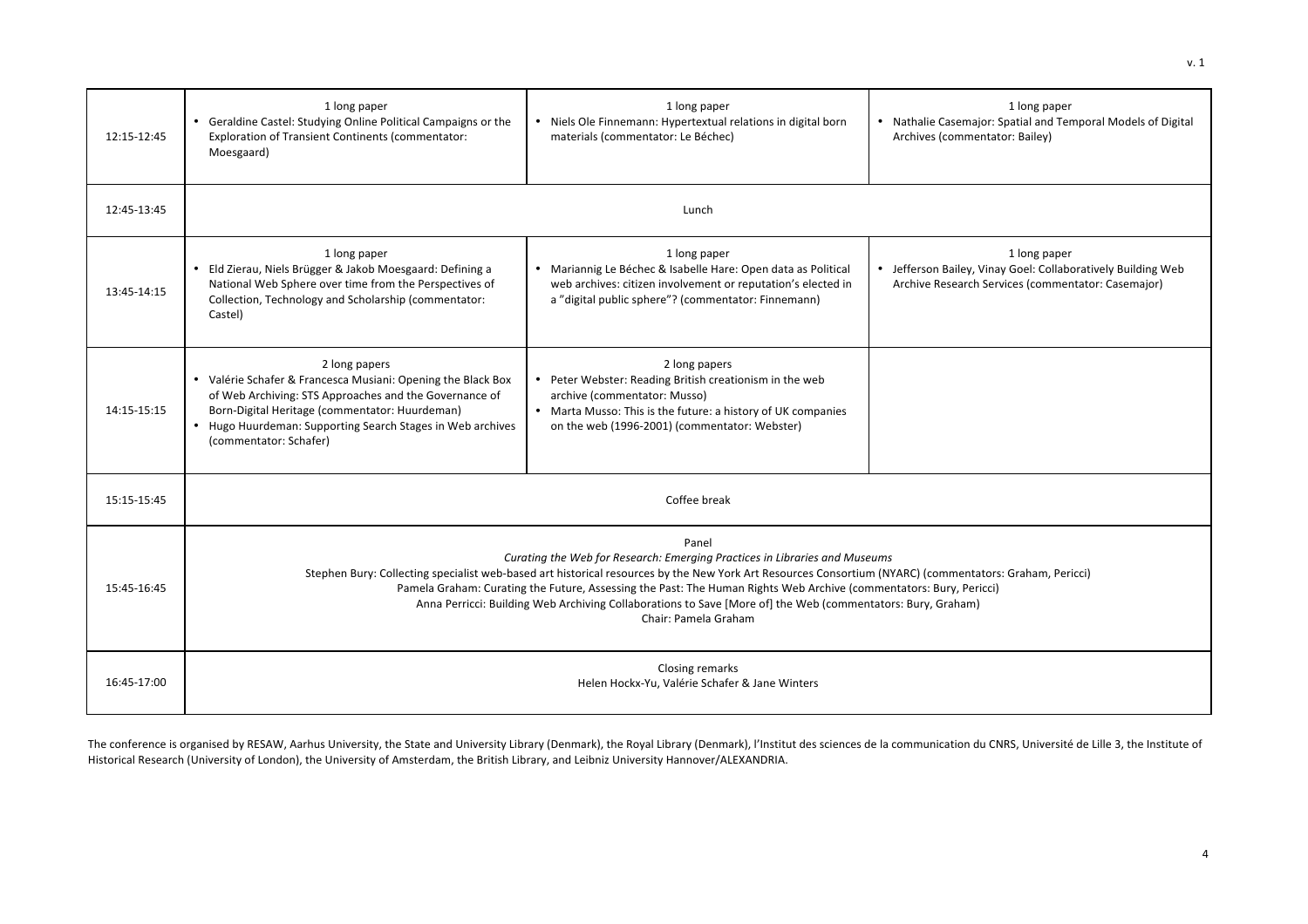| | | | |
|---|---|---|---|
| 12:15-12:45 | 1 long paper<br>• Geraldine Castel: Studying Online Political Campaigns or the Exploration of Transient Continents (commentator: Moesgaard) | 1 long paper<br>• Niels Ole Finnemann: Hypertextual relations in digital born materials (commentator: Le Béchec) | 1 long paper<br>• Nathalie Casemajor: Spatial and Temporal Models of Digital Archives (commentator: Bailey) |
| 12:45-13:45 | Lunch | | |
| 13:45-14:15 | 1 long paper<br>• Eld Zierau, Niels Brügger & Jakob Moesgaard: Defining a National Web Sphere over time from the Perspectives of Collection, Technology and Scholarship (commentator: Castel) | 1 long paper<br>• Mariannig Le Béchec & Isabelle Hare: Open data as Political web archives: citizen involvement or reputation's elected in a "digital public sphere"? (commentator: Finnemann) | 1 long paper<br>• Jefferson Bailey, Vinay Goel: Collaboratively Building Web Archive Research Services (commentator: Casemajor) |
| 14:15-15:15 | 2 long papers<br>• Valérie Schafer & Francesca Musiani: Opening the Black Box of Web Archiving: STS Approaches and the Governance of Born-Digital Heritage (commentator: Huurdeman)<br>• Hugo Huurdeman: Supporting Search Stages in Web archives (commentator: Schafer) | 2 long papers<br>• Peter Webster: Reading British creationism in the web archive (commentator: Musso)<br>• Marta Musso: This is the future: a history of UK companies on the web (1996-2001) (commentator: Webster) | |
| 15:15-15:45 | Coffee break | | |
| 15:45-16:45 | Panel<br>*Curating the Web for Research: Emerging Practices in Libraries and Museums*<br>Stephen Bury: Collecting specialist web-based art historical resources by the New York Art Resources Consortium (NYARC) (commentators: Graham, Pericci)<br>Pamela Graham: Curating the Future, Assessing the Past: The Human Rights Web Archive (commentators: Bury, Pericci)<br>Anna Perricci: Building Web Archiving Collaborations to Save [More of] the Web (commentators: Bury, Graham)<br>Chair: Pamela Graham | | |
| 16:45-17:00 | Closing remarks<br>Helen Hockx-Yu, Valérie Schafer & Jane Winters | | |

The conference is organised by RESAW, Aarhus University, the State and University Library (Denmark), the Royal Library (Denmark), l'Institut des sciences de la communication du CNRS, Université de Lille 3, the Institute of Historical Research (University of London), the University of Amsterdam, the British Library, and Leibniz University Hannover/ALEXANDRIA.